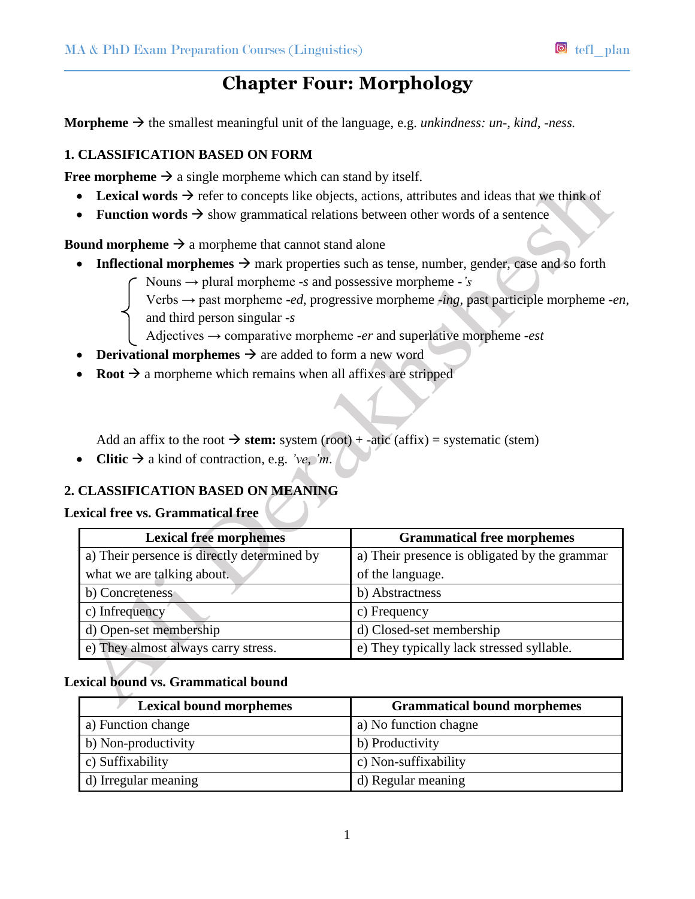# Chapter Four: Morphology

**Morpheme** → the smallest meaningful unit of the language, e.g. *unkindness: un-, kind, -ness.*

### 1. CLASSIFICATION BASED ON FORM

**Free morpheme** → a single morpheme which can stand by itself.

- **Lexical words** → refer to concepts like objects, actions, attributes and ideas that we think of
- **Function words** → show grammatical relations between other words of a sentence

**Bound morpheme** → a morpheme that cannot stand alone

- **Inflectional morphemes** → mark properties such as tense, number, gender, case and so forth
  - Nouns → plural morpheme *-s* and possessive morpheme *-'s*
  - Verbs → past morpheme *-ed*, progressive morpheme *-ing*, past participle morpheme *-en*, and third person singular *-s*
  - Adjectives → comparative morpheme *-er* and superlative morpheme *-est*
- **Derivational morphemes** → are added to form a new word
- **Root** → a morpheme which remains when all affixes are stripped

  Add an affix to the root → **stem:** system (root) + -atic (affix) = systematic (stem)
- **Clitic** → a kind of contraction, e.g. *'ve, 'm.*

### 2. CLASSIFICATION BASED ON MEANING

**Lexical free vs. Grammatical free**

| Lexical free morphemes | Grammatical free morphemes |
|---|---|
| a) Their persence is directly determined by what we are talking about. | a) Their presence is obligated by the grammar of the language. |
| b) Concreteness | b) Abstractness |
| c) Infrequency | c) Frequency |
| d) Open-set membership | d) Closed-set membership |
| e) They almost always carry stress. | e) They typically lack stressed syllable. |

**Lexical bound vs. Grammatical bound**

| Lexical bound morphemes | Grammatical bound morphemes |
|---|---|
| a) Function change | a) No function chagne |
| b) Non-productivity | b) Productivity |
| c) Suffixability | c) Non-suffixability |
| d) Irregular meaning | d) Regular meaning |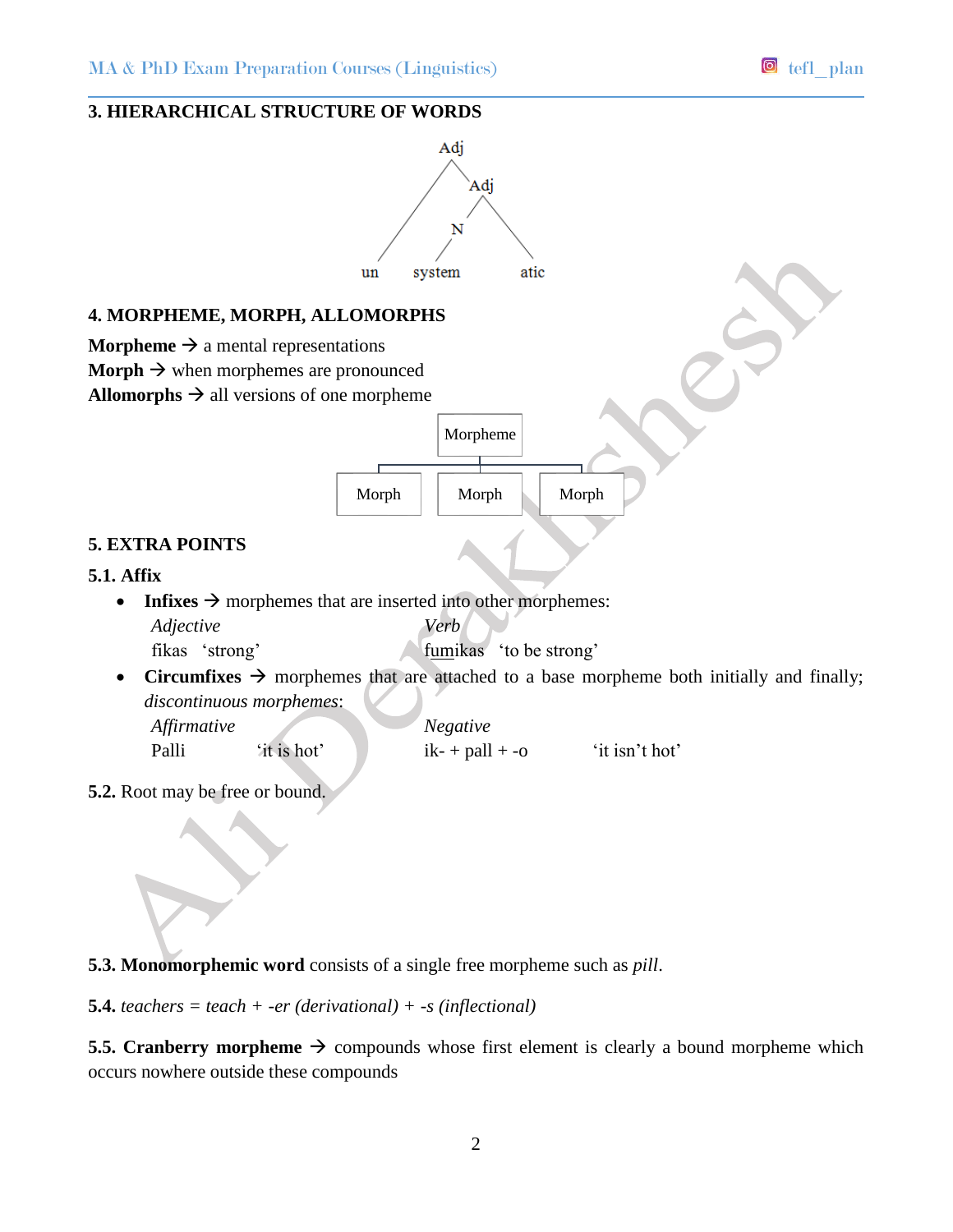### 3. HIERARCHICAL STRUCTURE OF WORDS

```
        Adj
       /   \
      /    Adj
     /     /  \
    /     N    \
   /      |     \
  un    system   atic
```

### 4. MORPHEME, MORPH, ALLOMORPHS

**Morpheme** → a mental representations
**Morph** → when morphemes are pronounced
**Allomorphs** → all versions of one morpheme

```
          Morpheme
     _______|_______
    |       |       |
  Morph   Morph   Morph
```

### 5. EXTRA POINTS

#### 5.1. Affix

- **Infixes** → morphemes that are inserted into other morphemes:

  *Adjective* — fikas 'strong'
  *Verb* — <u>fum</u>ikas 'to be strong'

- **Circumfixes** → morphemes that are attached to a base morpheme both initially and finally; *discontinuous morphemes*:

  *Affirmative* — Palli 'it is hot'
  *Negative* — ik- + pall + -o 'it isn't hot'

**5.2.** Root may be free or bound.

**5.3. Monomorphemic word** consists of a single free morpheme such as *pill*.

**5.4.** *teachers = teach + -er (derivational) + -s (inflectional)*

**5.5. Cranberry morpheme** → compounds whose first element is clearly a bound morpheme which occurs nowhere outside these compounds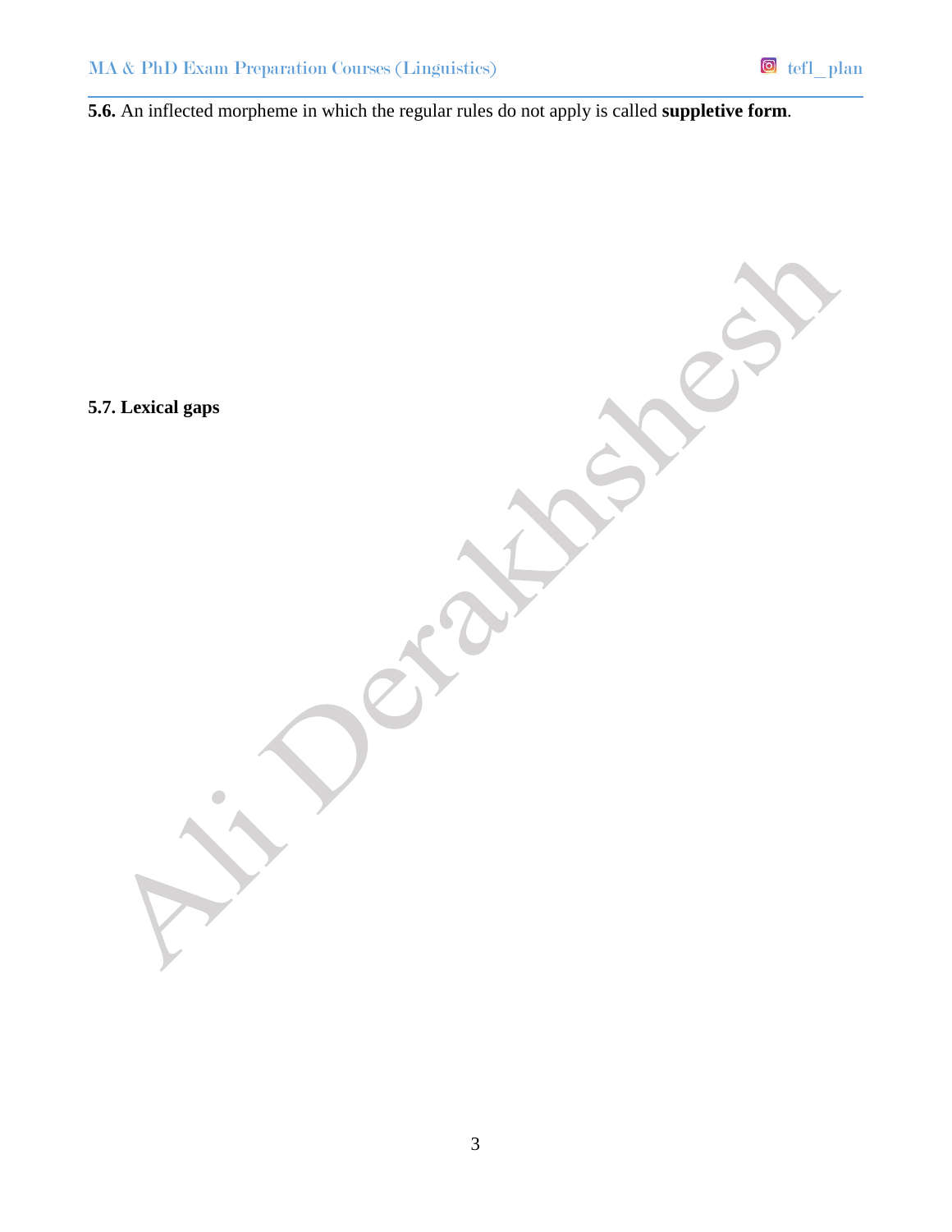**5.6.** An inflected morpheme in which the regular rules do not apply is called **suppletive form**.

**5.7. Lexical gaps**